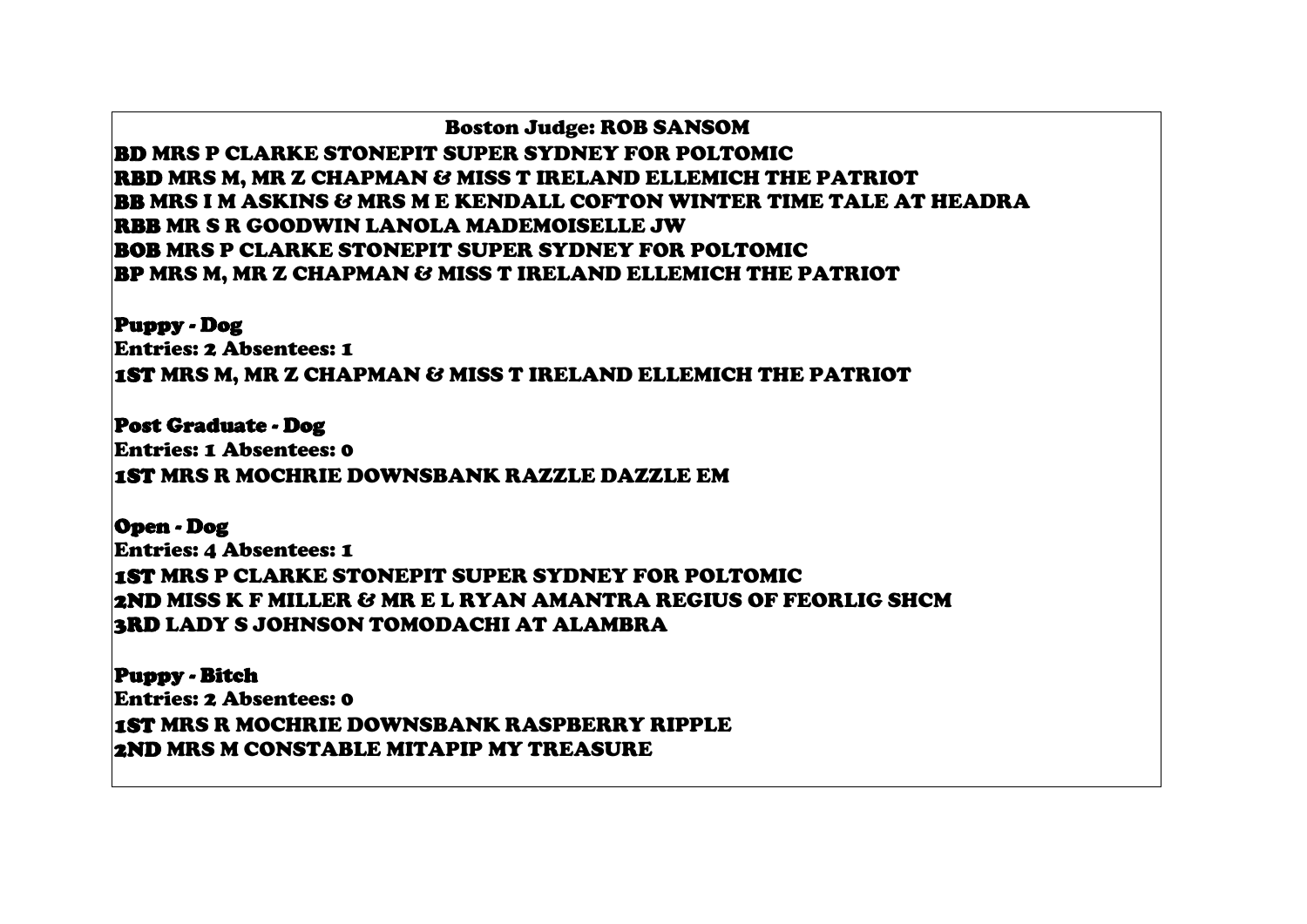## Boston Judge: ROB SANSOM

**BD** MRS P CLARKE STONEPIT SUPER SYDNEY FOR POLTOMIC
**RBD** MRS M, MR Z CHAPMAN & MISS T IRELAND ELLEMICH THE PATRIOT
**BB** MRS I M ASKINS & MRS M E KENDALL COFTON WINTER TIME TALE AT HEADRA
**RBB** MR S R GOODWIN LANOLA MADEMOISELLE JW
**BOB** MRS P CLARKE STONEPIT SUPER SYDNEY FOR POLTOMIC
**BP** MRS M, MR Z CHAPMAN & MISS T IRELAND ELLEMICH THE PATRIOT

### Puppy - Dog
**Entries: 2 Absentees: 1**
**1ST** MRS M, MR Z CHAPMAN & MISS T IRELAND ELLEMICH THE PATRIOT

### Post Graduate - Dog
**Entries: 1 Absentees: 0**
**1ST** MRS R MOCHRIE DOWNSBANK RAZZLE DAZZLE EM

### Open - Dog
**Entries: 4 Absentees: 1**
**1ST** MRS P CLARKE STONEPIT SUPER SYDNEY FOR POLTOMIC
**2ND** MISS K F MILLER & MR E L RYAN AMANTRA REGIUS OF FEORLIG SHCM
**3RD** LADY S JOHNSON TOMODACHI AT ALAMBRA

### Puppy - Bitch
**Entries: 2 Absentees: 0**
**1ST** MRS R MOCHRIE DOWNSBANK RASPBERRY RIPPLE
**2ND** MRS M CONSTABLE MITAPIP MY TREASURE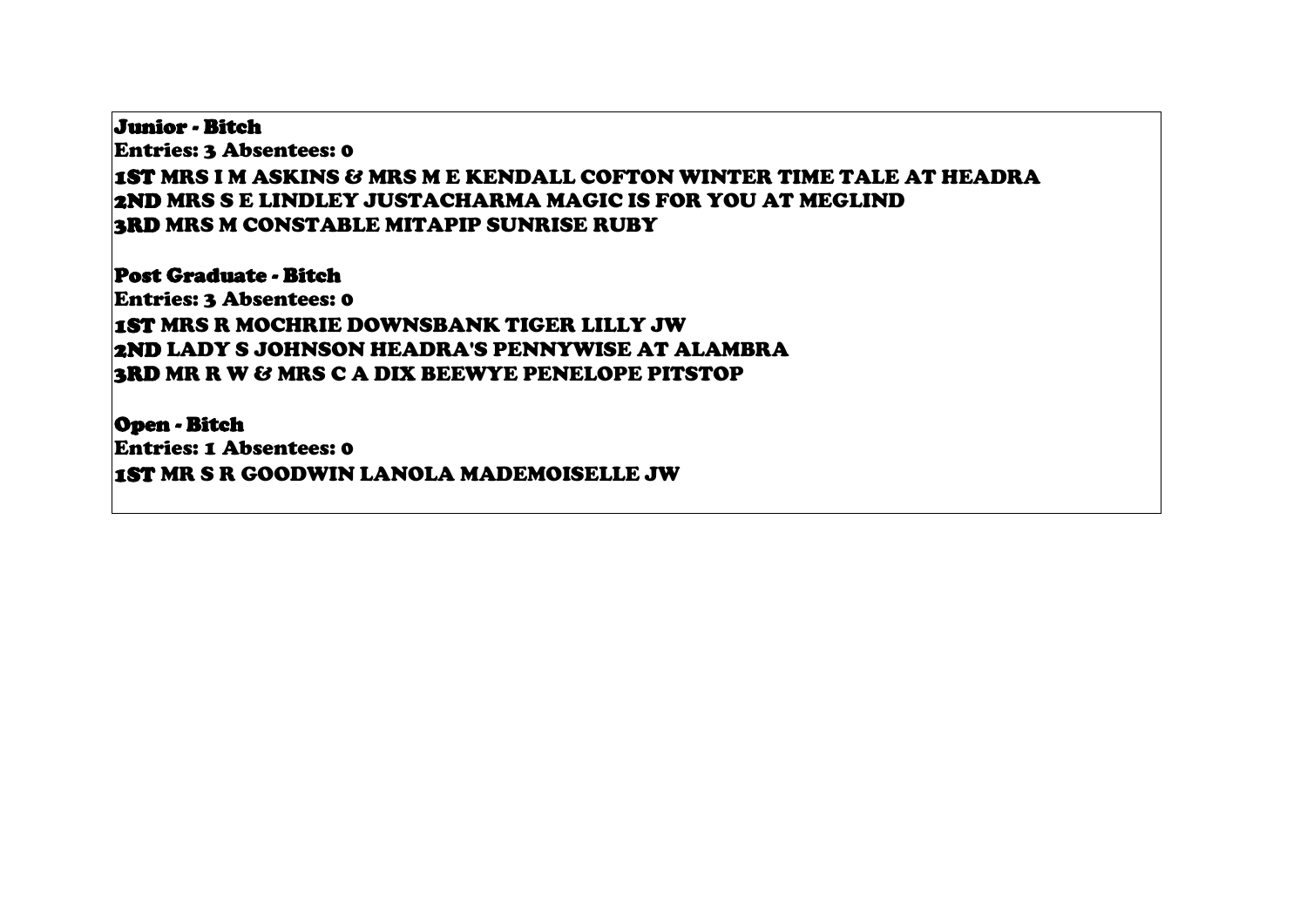**Junior - Bitch**

**Entries: 3 Absentees: 0**

**1ST** MRS I M ASKINS & MRS M E KENDALL COFTON WINTER TIME TALE AT HEADRA

**2ND** MRS S E LINDLEY JUSTACHARMA MAGIC IS FOR YOU AT MEGLIND

**3RD** MRS M CONSTABLE MITAPIP SUNRISE RUBY

**Post Graduate - Bitch**

**Entries: 3 Absentees: 0**

**1ST** MRS R MOCHRIE DOWNSBANK TIGER LILLY JW

**2ND** LADY S JOHNSON HEADRA'S PENNYWISE AT ALAMBRA

**3RD** MR R W & MRS C A DIX BEEWYE PENELOPE PITSTOP

**Open - Bitch**

**Entries: 1 Absentees: 0**

**1ST** MR S R GOODWIN LANOLA MADEMOISELLE JW